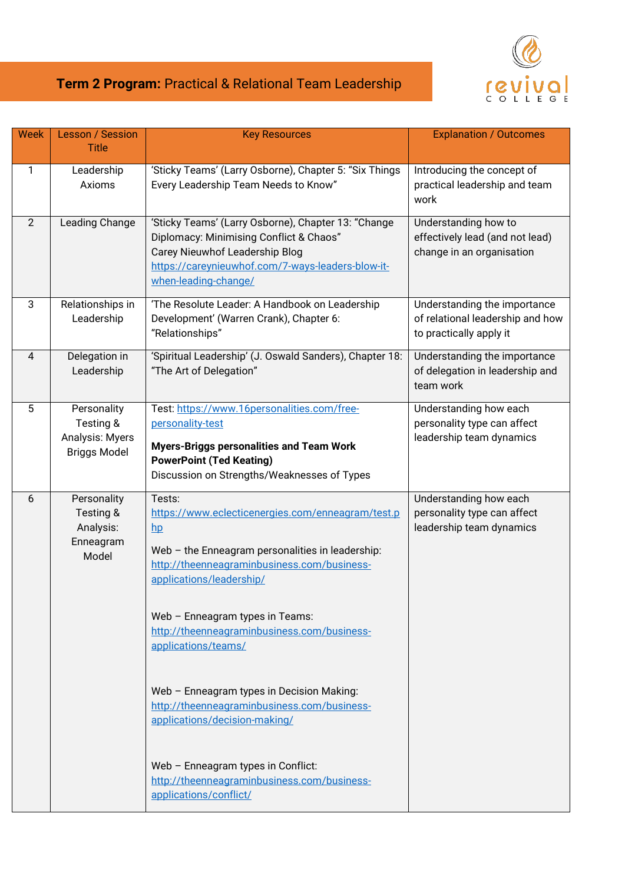# **Term 2 Program:** Practical & Relational Team Leadership

revival COLLEGE

| Week | Lesson / Session Title | Key Resources | Explanation / Outcomes |
|---|---|---|---|
| 1 | Leadership Axioms | 'Sticky Teams' (Larry Osborne), Chapter 5: "Six Things Every Leadership Team Needs to Know" | Introducing the concept of practical leadership and team work |
| 2 | Leading Change | 'Sticky Teams' (Larry Osborne), Chapter 13: "Change Diplomacy: Minimising Conflict & Chaos"<br>Carey Nieuwhof Leadership Blog<br>https://careynieuwhof.com/7-ways-leaders-blow-it-when-leading-change/ | Understanding how to effectively lead (and not lead) change in an organisation |
| 3 | Relationships in Leadership | 'The Resolute Leader: A Handbook on Leadership Development' (Warren Crank), Chapter 6: "Relationships" | Understanding the importance of relational leadership and how to practically apply it |
| 4 | Delegation in Leadership | 'Spiritual Leadership' (J. Oswald Sanders), Chapter 18: "The Art of Delegation" | Understanding the importance of delegation in leadership and team work |
| 5 | Personality Testing & Analysis: Myers Briggs Model | Test: https://www.16personalities.com/free-personality-test<br>**Myers-Briggs personalities and Team Work PowerPoint (Ted Keating)**<br>Discussion on Strengths/Weaknesses of Types | Understanding how each personality type can affect leadership team dynamics |
| 6 | Personality Testing & Analysis: Enneagram Model | Tests:<br>https://www.eclecticenergies.com/enneagram/test.php<br>Web – the Enneagram personalities in leadership: http://theenneagraminbusiness.com/business-applications/leadership/<br>Web – Enneagram types in Teams: http://theenneagraminbusiness.com/business-applications/teams/<br>Web – Enneagram types in Decision Making: http://theenneagraminbusiness.com/business-applications/decision-making/<br>Web – Enneagram types in Conflict: http://theenneagraminbusiness.com/business-applications/conflict/ | Understanding how each personality type can affect leadership team dynamics |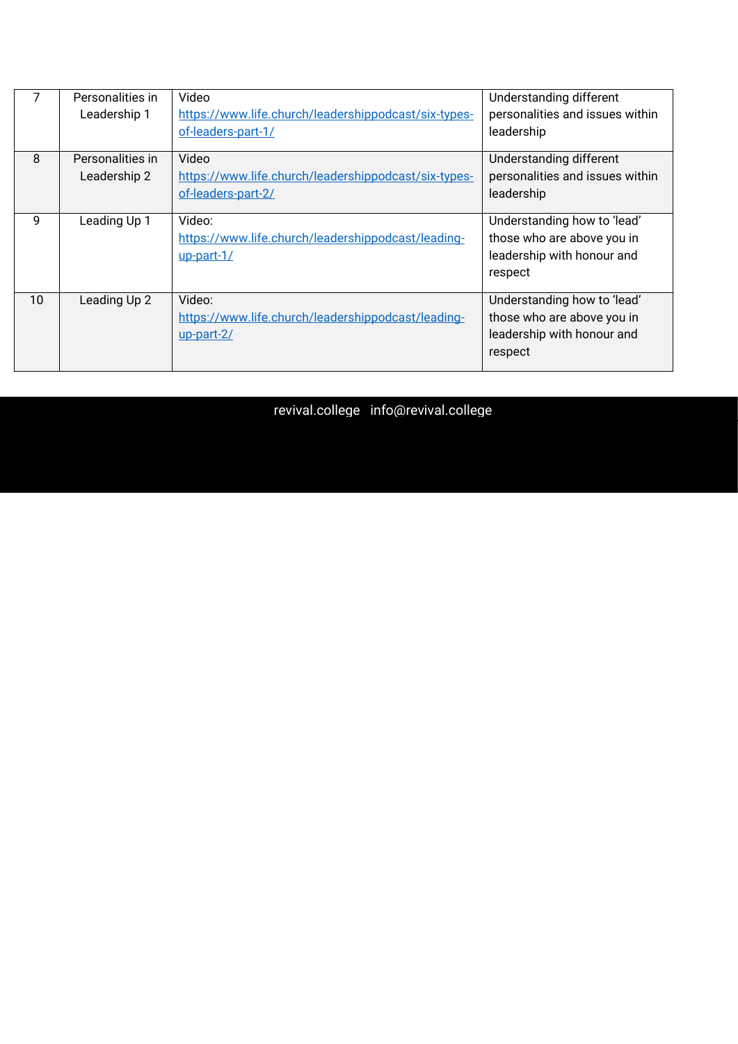| | | | |
|---|---|---|---|
| 7 | Personalities in Leadership 1 | Video https://www.life.church/leadershippodcast/six-types-of-leaders-part-1/ | Understanding different personalities and issues within leadership |
| 8 | Personalities in Leadership 2 | Video https://www.life.church/leadershippodcast/six-types-of-leaders-part-2/ | Understanding different personalities and issues within leadership |
| 9 | Leading Up 1 | Video: https://www.life.church/leadershippodcast/leading-up-part-1/ | Understanding how to 'lead' those who are above you in leadership with honour and respect |
| 10 | Leading Up 2 | Video: https://www.life.church/leadershippodcast/leading-up-part-2/ | Understanding how to 'lead' those who are above you in leadership with honour and respect |

revival.college info@revival.college